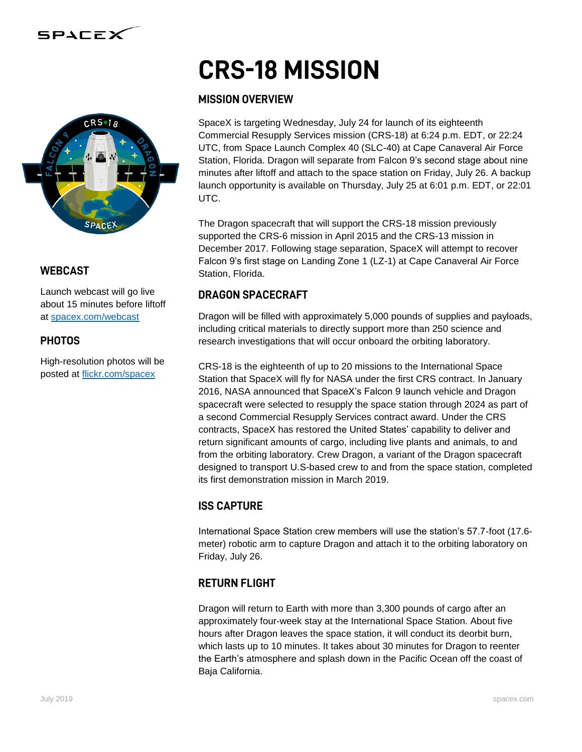# CRS-18 MISSION

## MISSION OVERVIEW

SpaceX is targeting Wednesday, July 24 for launch of its eighteenth Commercial Resupply Services mission (CRS-18) at 6:24 p.m. EDT, or 22:24 UTC, from Space Launch Complex 40 (SLC-40) at Cape Canaveral Air Force Station, Florida. Dragon will separate from Falcon 9's second stage about nine minutes after liftoff and attach to the space station on Friday, July 26. A backup launch opportunity is available on Thursday, July 25 at 6:01 p.m. EDT, or 22:01 UTC.

The Dragon spacecraft that will support the CRS-18 mission previously supported the CRS-6 mission in April 2015 and the CRS-13 mission in December 2017. Following stage separation, SpaceX will attempt to recover Falcon 9's first stage on Landing Zone 1 (LZ-1) at Cape Canaveral Air Force Station, Florida.

## DRAGON SPACECRAFT

Dragon will be filled with approximately 5,000 pounds of supplies and payloads, including critical materials to directly support more than 250 science and research investigations that will occur onboard the orbiting laboratory.

CRS-18 is the eighteenth of up to 20 missions to the International Space Station that SpaceX will fly for NASA under the first CRS contract. In January 2016, NASA announced that SpaceX's Falcon 9 launch vehicle and Dragon spacecraft were selected to resupply the space station through 2024 as part of a second Commercial Resupply Services contract award. Under the CRS contracts, SpaceX has restored the United States' capability to deliver and return significant amounts of cargo, including live plants and animals, to and from the orbiting laboratory. Crew Dragon, a variant of the Dragon spacecraft designed to transport U.S-based crew to and from the space station, completed its first demonstration mission in March 2019.

## ISS CAPTURE

International Space Station crew members will use the station's 57.7-foot (17.6-meter) robotic arm to capture Dragon and attach it to the orbiting laboratory on Friday, July 26.

## RETURN FLIGHT

Dragon will return to Earth with more than 3,300 pounds of cargo after an approximately four-week stay at the International Space Station. About five hours after Dragon leaves the space station, it will conduct its deorbit burn, which lasts up to 10 minutes. It takes about 30 minutes for Dragon to reenter the Earth's atmosphere and splash down in the Pacific Ocean off the coast of Baja California.

## WEBCAST

Launch webcast will go live about 15 minutes before liftoff at [spacex.com/webcast](https://spacex.com/webcast)

## PHOTOS

High-resolution photos will be posted at [flickr.com/spacex](https://flickr.com/spacex)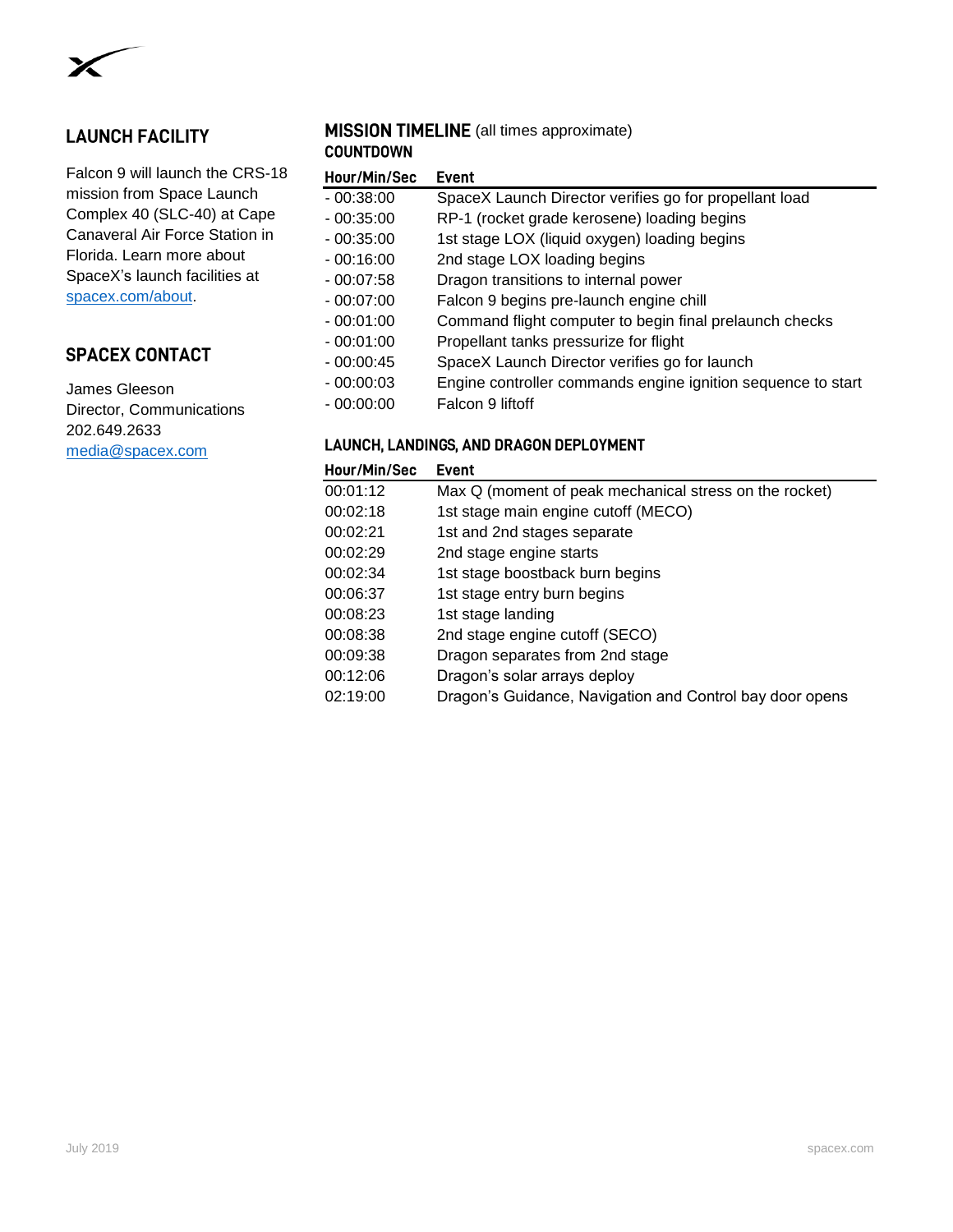## LAUNCH FACILITY

Falcon 9 will launch the CRS-18 mission from Space Launch Complex 40 (SLC-40) at Cape Canaveral Air Force Station in Florida. Learn more about SpaceX's launch facilities at spacex.com/about.

## SPACEX CONTACT

James Gleeson
Director, Communications
202.649.2633
media@spacex.com

## MISSION TIMELINE (all times approximate)

### COUNTDOWN

| Hour/Min/Sec | Event |
|---|---|
| - 00:38:00 | SpaceX Launch Director verifies go for propellant load |
| - 00:35:00 | RP-1 (rocket grade kerosene) loading begins |
| - 00:35:00 | 1st stage LOX (liquid oxygen) loading begins |
| - 00:16:00 | 2nd stage LOX loading begins |
| - 00:07:58 | Dragon transitions to internal power |
| - 00:07:00 | Falcon 9 begins pre-launch engine chill |
| - 00:01:00 | Command flight computer to begin final prelaunch checks |
| - 00:01:00 | Propellant tanks pressurize for flight |
| - 00:00:45 | SpaceX Launch Director verifies go for launch |
| - 00:00:03 | Engine controller commands engine ignition sequence to start |
| - 00:00:00 | Falcon 9 liftoff |

### LAUNCH, LANDINGS, AND DRAGON DEPLOYMENT

| Hour/Min/Sec | Event |
|---|---|
| 00:01:12 | Max Q (moment of peak mechanical stress on the rocket) |
| 00:02:18 | 1st stage main engine cutoff (MECO) |
| 00:02:21 | 1st and 2nd stages separate |
| 00:02:29 | 2nd stage engine starts |
| 00:02:34 | 1st stage boostback burn begins |
| 00:06:37 | 1st stage entry burn begins |
| 00:08:23 | 1st stage landing |
| 00:08:38 | 2nd stage engine cutoff (SECO) |
| 00:09:38 | Dragon separates from 2nd stage |
| 00:12:06 | Dragon's solar arrays deploy |
| 02:19:00 | Dragon's Guidance, Navigation and Control bay door opens |